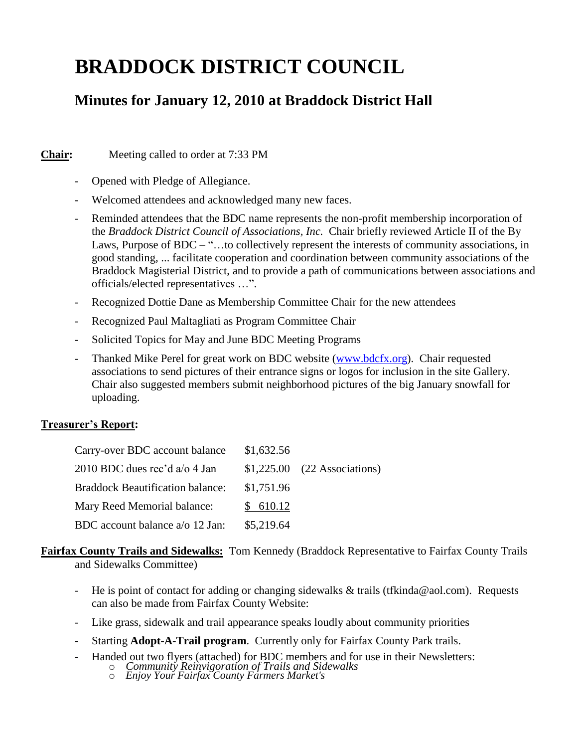# BRADDOCK DISTRICT COUNCIL

## Minutes for January 12, 2010 at Braddock District Hall

**Chair:** Meeting called to order at 7:33 PM

- Opened with Pledge of Allegiance.
- Welcomed attendees and acknowledged many new faces.
- Reminded attendees that the BDC name represents the non-profit membership incorporation of the *Braddock District Council of Associations, Inc.* Chair briefly reviewed Article II of the By Laws, Purpose of BDC – "…to collectively represent the interests of community associations, in good standing, ... facilitate cooperation and coordination between community associations of the Braddock Magisterial District, and to provide a path of communications between associations and officials/elected representatives …".
- Recognized Dottie Dane as Membership Committee Chair for the new attendees
- Recognized Paul Maltagliati as Program Committee Chair
- Solicited Topics for May and June BDC Meeting Programs
- Thanked Mike Perel for great work on BDC website (www.bdcfx.org). Chair requested associations to send pictures of their entrance signs or logos for inclusion in the site Gallery. Chair also suggested members submit neighborhood pictures of the big January snowfall for uploading.

**Treasurer's Report:**

| | | |
|---|---|---|
| Carry-over BDC account balance | $1,632.56 | |
| 2010 BDC dues rec'd a/o 4 Jan | $1,225.00 | (22 Associations) |
| Braddock Beautification balance: | $1,751.96 | |
| Mary Reed Memorial balance: | $ 610.12 | |
| BDC account balance a/o 12 Jan: | $5,219.64 | |

**Fairfax County Trails and Sidewalks:** Tom Kennedy (Braddock Representative to Fairfax County Trails and Sidewalks Committee)

- He is point of contact for adding or changing sidewalks & trails (tfkinda@aol.com). Requests can also be made from Fairfax County Website:
- Like grass, sidewalk and trail appearance speaks loudly about community priorities
- Starting **Adopt-A-Trail program**. Currently only for Fairfax County Park trails.
- Handed out two flyers (attached) for BDC members and for use in their Newsletters:
  - *Community Reinvigoration of Trails and Sidewalks*
  - *Enjoy Your Fairfax County Farmers Market's*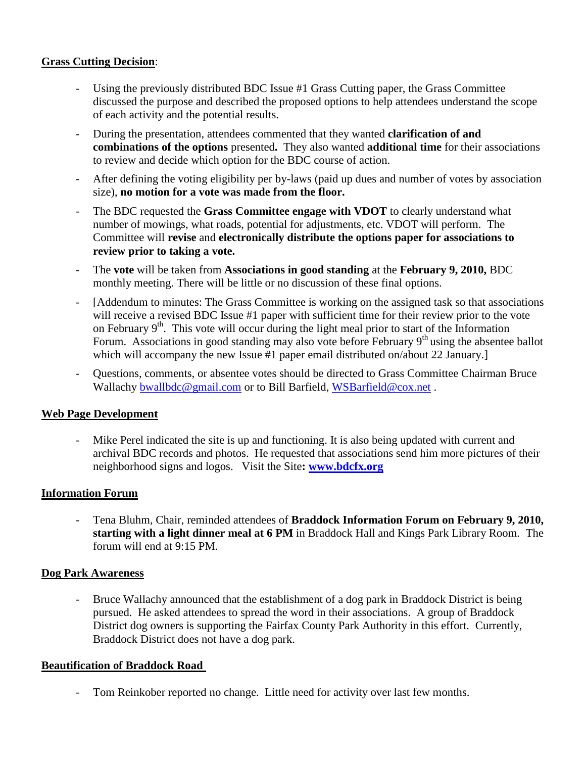**Grass Cutting Decision**:

- Using the previously distributed BDC Issue #1 Grass Cutting paper, the Grass Committee discussed the purpose and described the proposed options to help attendees understand the scope of each activity and the potential results.
- During the presentation, attendees commented that they wanted **clarification of and combinations of the options** presented**.** They also wanted **additional time** for their associations to review and decide which option for the BDC course of action.
- After defining the voting eligibility per by-laws (paid up dues and number of votes by association size), **no motion for a vote was made from the floor.**
- The BDC requested the **Grass Committee engage with VDOT** to clearly understand what number of mowings, what roads, potential for adjustments, etc. VDOT will perform. The Committee will **revise** and **electronically distribute the options paper for associations to review prior to taking a vote.**
- The **vote** will be taken from **Associations in good standing** at the **February 9, 2010,** BDC monthly meeting. There will be little or no discussion of these final options.
- [Addendum to minutes: The Grass Committee is working on the assigned task so that associations will receive a revised BDC Issue #1 paper with sufficient time for their review prior to the vote on February 9th. This vote will occur during the light meal prior to start of the Information Forum. Associations in good standing may also vote before February 9th using the absentee ballot which will accompany the new Issue #1 paper email distributed on/about 22 January.]
- Questions, comments, or absentee votes should be directed to Grass Committee Chairman Bruce Wallachy bwallbdc@gmail.com or to Bill Barfield, WSBarfield@cox.net .

**Web Page Development**

- Mike Perel indicated the site is up and functioning. It is also being updated with current and archival BDC records and photos. He requested that associations send him more pictures of their neighborhood signs and logos. Visit the Site**: www.bdcfx.org**

**Information Forum**

- Tena Bluhm, Chair, reminded attendees of **Braddock Information Forum on February 9, 2010, starting with a light dinner meal at 6 PM** in Braddock Hall and Kings Park Library Room. The forum will end at 9:15 PM.

**Dog Park Awareness**

- Bruce Wallachy announced that the establishment of a dog park in Braddock District is being pursued. He asked attendees to spread the word in their associations. A group of Braddock District dog owners is supporting the Fairfax County Park Authority in this effort. Currently, Braddock District does not have a dog park.

**Beautification of Braddock Road**

- Tom Reinkober reported no change. Little need for activity over last few months.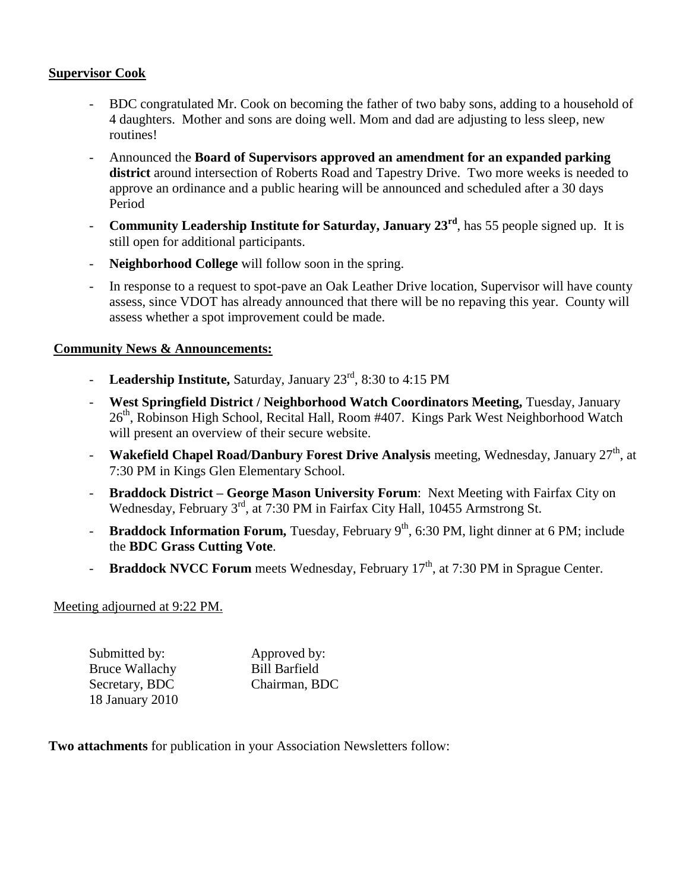**Supervisor Cook**

- BDC congratulated Mr. Cook on becoming the father of two baby sons, adding to a household of 4 daughters. Mother and sons are doing well. Mom and dad are adjusting to less sleep, new routines!
- Announced the **Board of Supervisors approved an amendment for an expanded parking district** around intersection of Roberts Road and Tapestry Drive. Two more weeks is needed to approve an ordinance and a public hearing will be announced and scheduled after a 30 days Period
- **Community Leadership Institute for Saturday, January 23rd**, has 55 people signed up. It is still open for additional participants.
- **Neighborhood College** will follow soon in the spring.
- In response to a request to spot-pave an Oak Leather Drive location, Supervisor will have county assess, since VDOT has already announced that there will be no repaving this year. County will assess whether a spot improvement could be made.

**Community News & Announcements:**

- **Leadership Institute,** Saturday, January 23rd, 8:30 to 4:15 PM
- **West Springfield District / Neighborhood Watch Coordinators Meeting,** Tuesday, January 26th, Robinson High School, Recital Hall, Room #407. Kings Park West Neighborhood Watch will present an overview of their secure website.
- **Wakefield Chapel Road/Danbury Forest Drive Analysis** meeting, Wednesday, January 27th, at 7:30 PM in Kings Glen Elementary School.
- **Braddock District – George Mason University Forum**: Next Meeting with Fairfax City on Wednesday, February 3rd, at 7:30 PM in Fairfax City Hall, 10455 Armstrong St.
- **Braddock Information Forum,** Tuesday, February 9th, 6:30 PM, light dinner at 6 PM; include the **BDC Grass Cutting Vote**.
- **Braddock NVCC Forum** meets Wednesday, February 17th, at 7:30 PM in Sprague Center.

Meeting adjourned at 9:22 PM.

| Submitted by: | Approved by: |
|---|---|
| Bruce Wallachy | Bill Barfield |
| Secretary, BDC | Chairman, BDC |
| 18 January 2010 | |

**Two attachments** for publication in your Association Newsletters follow: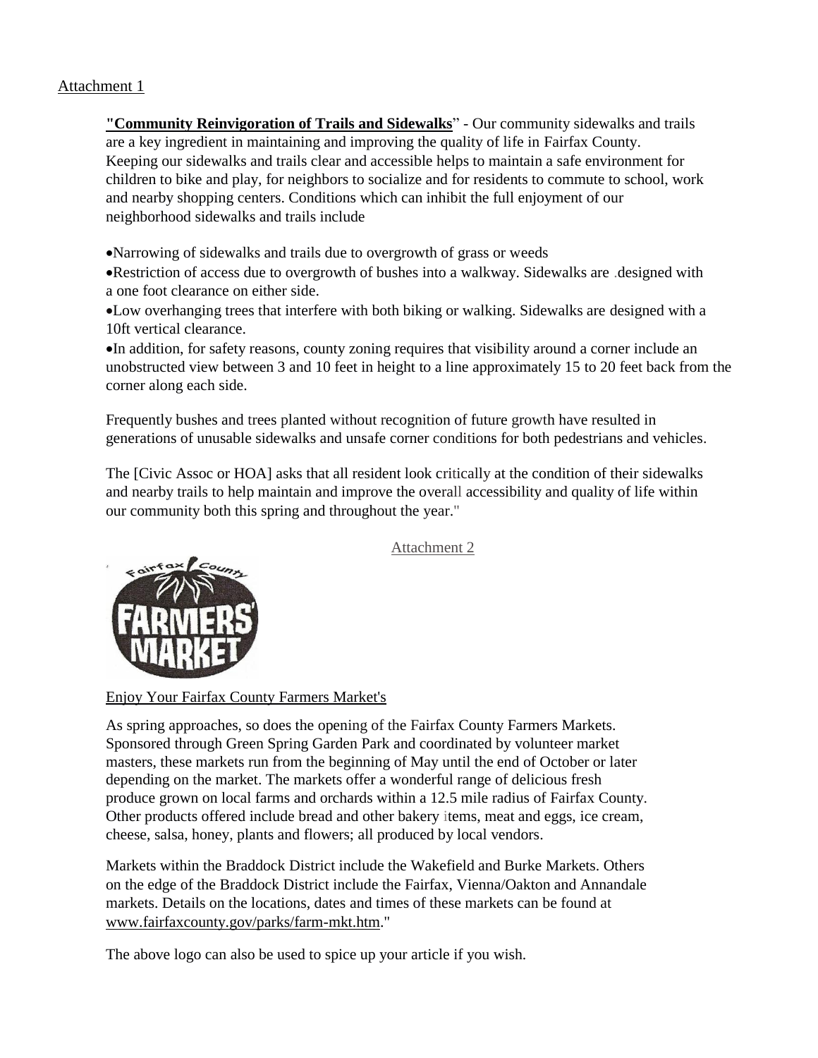Attachment 1

**"Community Reinvigoration of Trails and Sidewalks**" - Our community sidewalks and trails are a key ingredient in maintaining and improving the quality of life in Fairfax County. Keeping our sidewalks and trails clear and accessible helps to maintain a safe environment for children to bike and play, for neighbors to socialize and for residents to commute to school, work and nearby shopping centers. Conditions which can inhibit the full enjoyment of our neighborhood sidewalks and trails include

- Narrowing of sidewalks and trails due to overgrowth of grass or weeds
- Restriction of access due to overgrowth of bushes into a walkway. Sidewalks are designed with a one foot clearance on either side.
- Low overhanging trees that interfere with both biking or walking. Sidewalks are designed with a 10ft vertical clearance.
- In addition, for safety reasons, county zoning requires that visibility around a corner include an unobstructed view between 3 and 10 feet in height to a line approximately 15 to 20 feet back from the corner along each side.

Frequently bushes and trees planted without recognition of future growth have resulted in generations of unusable sidewalks and unsafe corner conditions for both pedestrians and vehicles.

The [Civic Assoc or HOA] asks that all resident look critically at the condition of their sidewalks and nearby trails to help maintain and improve the overall accessibility and quality of life within our community both this spring and throughout the year."

Attachment 2

Enjoy Your Fairfax County Farmers Market's

As spring approaches, so does the opening of the Fairfax County Farmers Markets. Sponsored through Green Spring Garden Park and coordinated by volunteer market masters, these markets run from the beginning of May until the end of October or later depending on the market. The markets offer a wonderful range of delicious fresh produce grown on local farms and orchards within a 12.5 mile radius of Fairfax County. Other products offered include bread and other bakery items, meat and eggs, ice cream, cheese, salsa, honey, plants and flowers; all produced by local vendors.

Markets within the Braddock District include the Wakefield and Burke Markets. Others on the edge of the Braddock District include the Fairfax, Vienna/Oakton and Annandale markets. Details on the locations, dates and times of these markets can be found at www.fairfaxcounty.gov/parks/farm-mkt.htm."

The above logo can also be used to spice up your article if you wish.